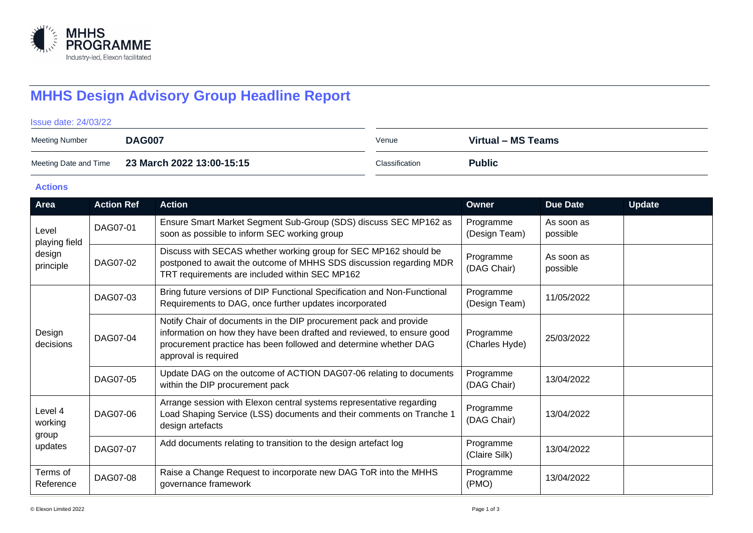# MHHS Design Advisory Group Headline Report

Issue date: 24/03/22

| Meeting Number | DAG007 | Venue | Virtual – MS Teams |
|---|---|---|---|
| Meeting Date and Time | 23 March 2022 13:00-15:15 | Classification | Public |

## Actions

| Area | Action Ref | Action | Owner | Due Date | Update |
|---|---|---|---|---|---|
| Level playing field design principle | DAG07-01 | Ensure Smart Market Segment Sub-Group (SDS) discuss SEC MP162 as soon as possible to inform SEC working group | Programme (Design Team) | As soon as possible | |
| | DAG07-02 | Discuss with SECAS whether working group for SEC MP162 should be postponed to await the outcome of MHHS SDS discussion regarding MDR TRT requirements are included within SEC MP162 | Programme (DAG Chair) | As soon as possible | |
| Design decisions | DAG07-03 | Bring future versions of DIP Functional Specification and Non-Functional Requirements to DAG, once further updates incorporated | Programme (Design Team) | 11/05/2022 | |
| | DAG07-04 | Notify Chair of documents in the DIP procurement pack and provide information on how they have been drafted and reviewed, to ensure good procurement practice has been followed and determine whether DAG approval is required | Programme (Charles Hyde) | 25/03/2022 | |
| | DAG07-05 | Update DAG on the outcome of ACTION DAG07-06 relating to documents within the DIP procurement pack | Programme (DAG Chair) | 13/04/2022 | |
| Level 4 working group updates | DAG07-06 | Arrange session with Elexon central systems representative regarding Load Shaping Service (LSS) documents and their comments on Tranche 1 design artefacts | Programme (DAG Chair) | 13/04/2022 | |
| | DAG07-07 | Add documents relating to transition to the design artefact log | Programme (Claire Silk) | 13/04/2022 | |
| Terms of Reference | DAG07-08 | Raise a Change Request to incorporate new DAG ToR into the MHHS governance framework | Programme (PMO) | 13/04/2022 | |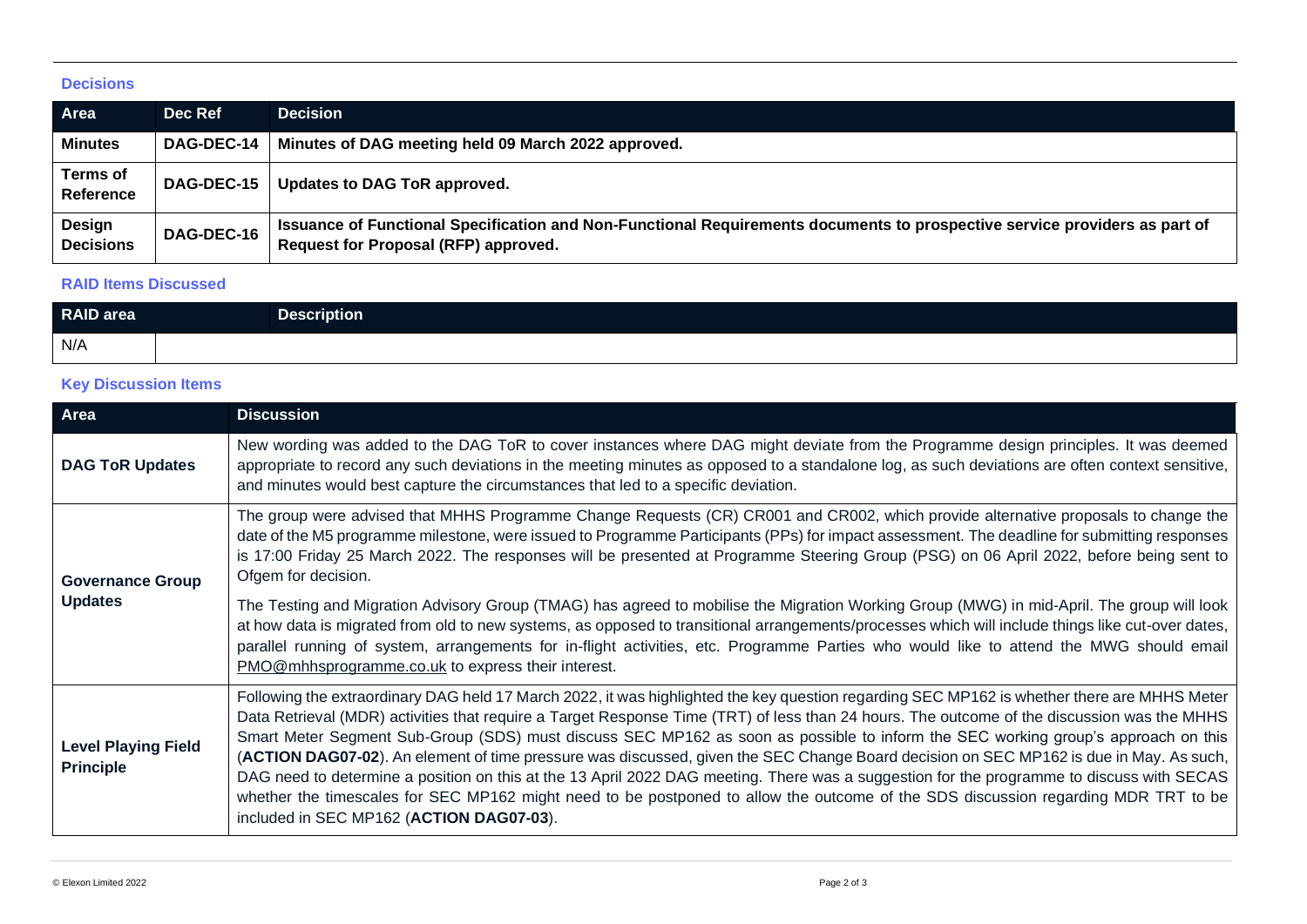### Decisions

| Area | Dec Ref | Decision |
| --- | --- | --- |
| **Minutes** | **DAG-DEC-14** | **Minutes of DAG meeting held 09 March 2022 approved.** |
| **Terms of Reference** | **DAG-DEC-15** | **Updates to DAG ToR approved.** |
| **Design Decisions** | **DAG-DEC-16** | **Issuance of Functional Specification and Non-Functional Requirements documents to prospective service providers as part of Request for Proposal (RFP) approved.** |

### RAID Items Discussed

| RAID area | Description |
| --- | --- |
| N/A | |

### Key Discussion Items

| Area | Discussion |
| --- | --- |
| **DAG ToR Updates** | New wording was added to the DAG ToR to cover instances where DAG might deviate from the Programme design principles. It was deemed appropriate to record any such deviations in the meeting minutes as opposed to a standalone log, as such deviations are often context sensitive, and minutes would best capture the circumstances that led to a specific deviation. |
| **Governance Group Updates** | The group were advised that MHHS Programme Change Requests (CR) CR001 and CR002, which provide alternative proposals to change the date of the M5 programme milestone, were issued to Programme Participants (PPs) for impact assessment. The deadline for submitting responses is 17:00 Friday 25 March 2022. The responses will be presented at Programme Steering Group (PSG) on 06 April 2022, before being sent to Ofgem for decision.<br><br>The Testing and Migration Advisory Group (TMAG) has agreed to mobilise the Migration Working Group (MWG) in mid-April. The group will look at how data is migrated from old to new systems, as opposed to transitional arrangements/processes which will include things like cut-over dates, parallel running of system, arrangements for in-flight activities, etc. Programme Parties who would like to attend the MWG should email PMO@mhhsprogramme.co.uk to express their interest. |
| **Level Playing Field Principle** | Following the extraordinary DAG held 17 March 2022, it was highlighted the key question regarding SEC MP162 is whether there are MHHS Meter Data Retrieval (MDR) activities that require a Target Response Time (TRT) of less than 24 hours. The outcome of the discussion was the MHHS Smart Meter Segment Sub-Group (SDS) must discuss SEC MP162 as soon as possible to inform the SEC working group's approach on this (**ACTION DAG07-02**). An element of time pressure was discussed, given the SEC Change Board decision on SEC MP162 is due in May. As such, DAG need to determine a position on this at the 13 April 2022 DAG meeting. There was a suggestion for the programme to discuss with SECAS whether the timescales for SEC MP162 might need to be postponed to allow the outcome of the SDS discussion regarding MDR TRT to be included in SEC MP162 (**ACTION DAG07-03**). |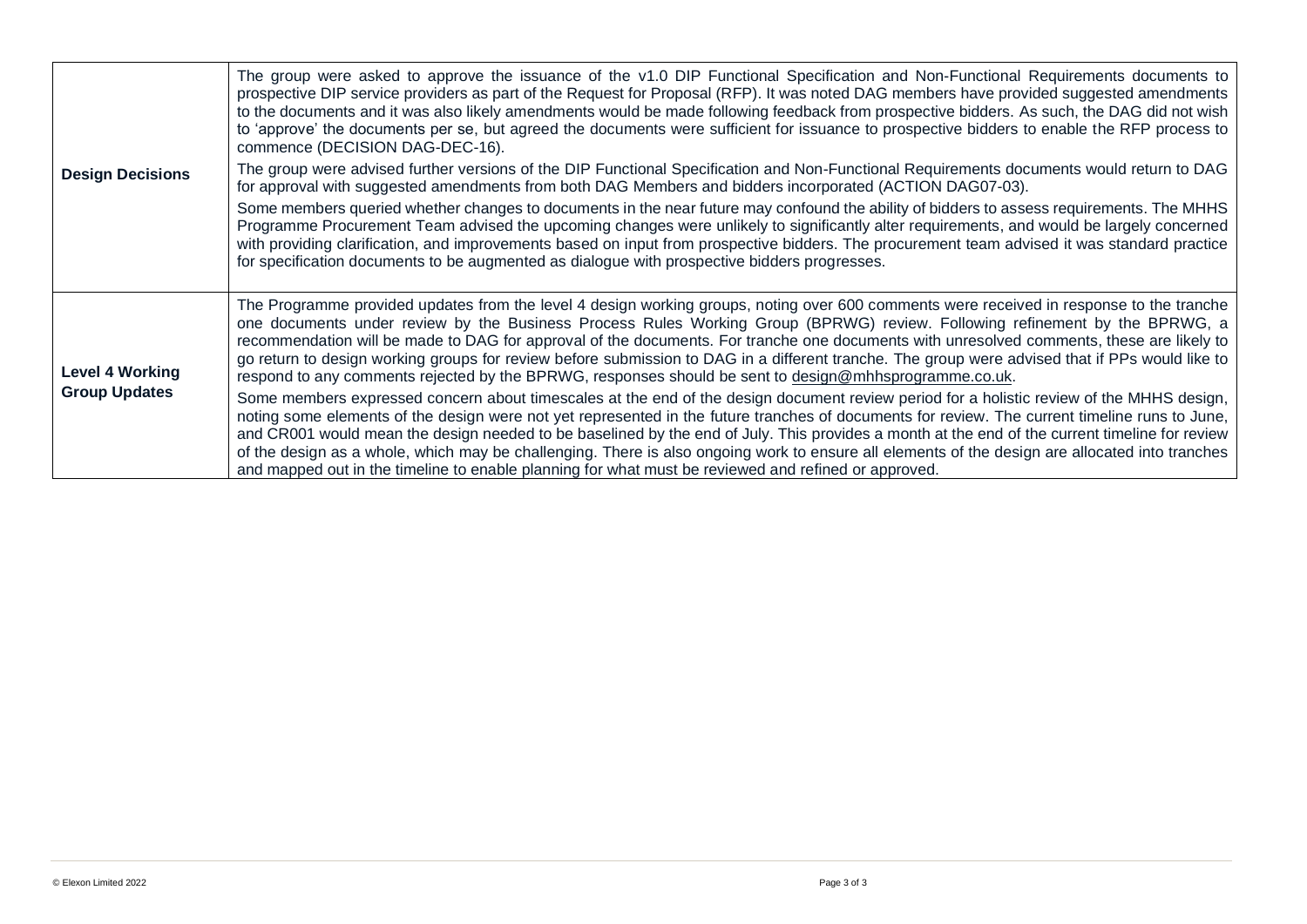| | |
|---|---|
| **Design Decisions** | The group were asked to approve the issuance of the v1.0 DIP Functional Specification and Non-Functional Requirements documents to prospective DIP service providers as part of the Request for Proposal (RFP). It was noted DAG members have provided suggested amendments to the documents and it was also likely amendments would be made following feedback from prospective bidders. As such, the DAG did not wish to 'approve' the documents per se, but agreed the documents were sufficient for issuance to prospective bidders to enable the RFP process to commence (DECISION DAG-DEC-16).<br><br>The group were advised further versions of the DIP Functional Specification and Non-Functional Requirements documents would return to DAG for approval with suggested amendments from both DAG Members and bidders incorporated (ACTION DAG07-03).<br><br>Some members queried whether changes to documents in the near future may confound the ability of bidders to assess requirements. The MHHS Programme Procurement Team advised the upcoming changes were unlikely to significantly alter requirements, and would be largely concerned with providing clarification, and improvements based on input from prospective bidders. The procurement team advised it was standard practice for specification documents to be augmented as dialogue with prospective bidders progresses. |
| **Level 4 Working Group Updates** | The Programme provided updates from the level 4 design working groups, noting over 600 comments were received in response to the tranche one documents under review by the Business Process Rules Working Group (BPRWG) review. Following refinement by the BPRWG, a recommendation will be made to DAG for approval of the documents. For tranche one documents with unresolved comments, these are likely to go return to design working groups for review before submission to DAG in a different tranche. The group were advised that if PPs would like to respond to any comments rejected by the BPRWG, responses should be sent to design@mhhsprogramme.co.uk.<br><br>Some members expressed concern about timescales at the end of the design document review period for a holistic review of the MHHS design, noting some elements of the design were not yet represented in the future tranches of documents for review. The current timeline runs to June, and CR001 would mean the design needed to be baselined by the end of July. This provides a month at the end of the current timeline for review of the design as a whole, which may be challenging. There is also ongoing work to ensure all elements of the design are allocated into tranches and mapped out in the timeline to enable planning for what must be reviewed and refined or approved. |

© Elexon Limited 2022